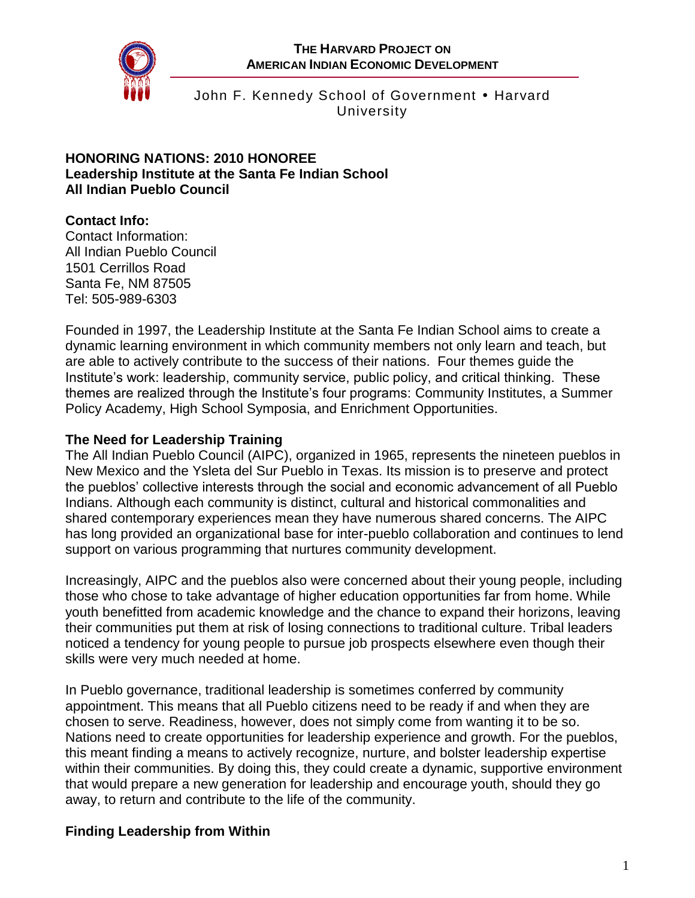**THE HARVARD PROJECT ON AMERICAN INDIAN ECONOMIC DEVELOPMENT**

John F. Kennedy School of Government • Harvard University

# HONORING NATIONS: 2010 HONOREE
# Leadership Institute at the Santa Fe Indian School
# All Indian Pueblo Council

**Contact Info:**
Contact Information:
All Indian Pueblo Council
1501 Cerrillos Road
Santa Fe, NM 87505
Tel: 505-989-6303

Founded in 1997, the Leadership Institute at the Santa Fe Indian School aims to create a dynamic learning environment in which community members not only learn and teach, but are able to actively contribute to the success of their nations. Four themes guide the Institute's work: leadership, community service, public policy, and critical thinking. These themes are realized through the Institute's four programs: Community Institutes, a Summer Policy Academy, High School Symposia, and Enrichment Opportunities.

## The Need for Leadership Training

The All Indian Pueblo Council (AIPC), organized in 1965, represents the nineteen pueblos in New Mexico and the Ysleta del Sur Pueblo in Texas. Its mission is to preserve and protect the pueblos' collective interests through the social and economic advancement of all Pueblo Indians. Although each community is distinct, cultural and historical commonalities and shared contemporary experiences mean they have numerous shared concerns. The AIPC has long provided an organizational base for inter-pueblo collaboration and continues to lend support on various programming that nurtures community development.

Increasingly, AIPC and the pueblos also were concerned about their young people, including those who chose to take advantage of higher education opportunities far from home. While youth benefitted from academic knowledge and the chance to expand their horizons, leaving their communities put them at risk of losing connections to traditional culture. Tribal leaders noticed a tendency for young people to pursue job prospects elsewhere even though their skills were very much needed at home.

In Pueblo governance, traditional leadership is sometimes conferred by community appointment. This means that all Pueblo citizens need to be ready if and when they are chosen to serve. Readiness, however, does not simply come from wanting it to be so. Nations need to create opportunities for leadership experience and growth. For the pueblos, this meant finding a means to actively recognize, nurture, and bolster leadership expertise within their communities. By doing this, they could create a dynamic, supportive environment that would prepare a new generation for leadership and encourage youth, should they go away, to return and contribute to the life of the community.

## Finding Leadership from Within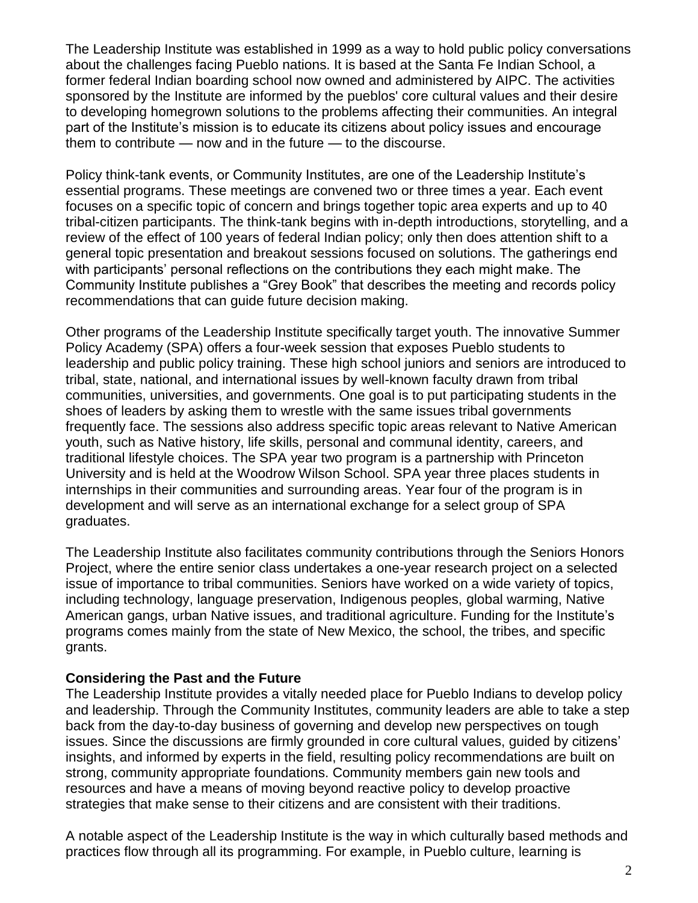The Leadership Institute was established in 1999 as a way to hold public policy conversations about the challenges facing Pueblo nations. It is based at the Santa Fe Indian School, a former federal Indian boarding school now owned and administered by AIPC. The activities sponsored by the Institute are informed by the pueblos' core cultural values and their desire to developing homegrown solutions to the problems affecting their communities. An integral part of the Institute's mission is to educate its citizens about policy issues and encourage them to contribute — now and in the future — to the discourse.

Policy think-tank events, or Community Institutes, are one of the Leadership Institute's essential programs. These meetings are convened two or three times a year. Each event focuses on a specific topic of concern and brings together topic area experts and up to 40 tribal-citizen participants. The think-tank begins with in-depth introductions, storytelling, and a review of the effect of 100 years of federal Indian policy; only then does attention shift to a general topic presentation and breakout sessions focused on solutions. The gatherings end with participants' personal reflections on the contributions they each might make. The Community Institute publishes a "Grey Book" that describes the meeting and records policy recommendations that can guide future decision making.

Other programs of the Leadership Institute specifically target youth. The innovative Summer Policy Academy (SPA) offers a four-week session that exposes Pueblo students to leadership and public policy training. These high school juniors and seniors are introduced to tribal, state, national, and international issues by well-known faculty drawn from tribal communities, universities, and governments. One goal is to put participating students in the shoes of leaders by asking them to wrestle with the same issues tribal governments frequently face. The sessions also address specific topic areas relevant to Native American youth, such as Native history, life skills, personal and communal identity, careers, and traditional lifestyle choices. The SPA year two program is a partnership with Princeton University and is held at the Woodrow Wilson School. SPA year three places students in internships in their communities and surrounding areas. Year four of the program is in development and will serve as an international exchange for a select group of SPA graduates.

The Leadership Institute also facilitates community contributions through the Seniors Honors Project, where the entire senior class undertakes a one-year research project on a selected issue of importance to tribal communities. Seniors have worked on a wide variety of topics, including technology, language preservation, Indigenous peoples, global warming, Native American gangs, urban Native issues, and traditional agriculture. Funding for the Institute's programs comes mainly from the state of New Mexico, the school, the tribes, and specific grants.

**Considering the Past and the Future**

The Leadership Institute provides a vitally needed place for Pueblo Indians to develop policy and leadership. Through the Community Institutes, community leaders are able to take a step back from the day-to-day business of governing and develop new perspectives on tough issues. Since the discussions are firmly grounded in core cultural values, guided by citizens' insights, and informed by experts in the field, resulting policy recommendations are built on strong, community appropriate foundations. Community members gain new tools and resources and have a means of moving beyond reactive policy to develop proactive strategies that make sense to their citizens and are consistent with their traditions.

A notable aspect of the Leadership Institute is the way in which culturally based methods and practices flow through all its programming. For example, in Pueblo culture, learning is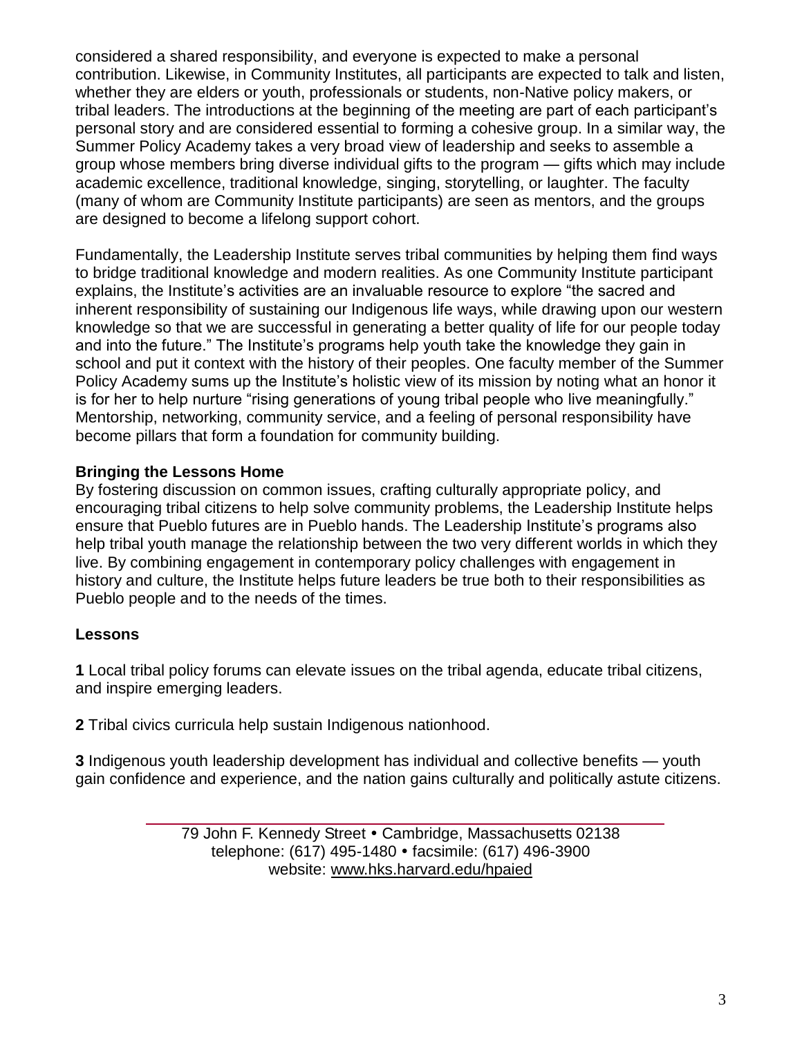considered a shared responsibility, and everyone is expected to make a personal contribution. Likewise, in Community Institutes, all participants are expected to talk and listen, whether they are elders or youth, professionals or students, non-Native policy makers, or tribal leaders. The introductions at the beginning of the meeting are part of each participant's personal story and are considered essential to forming a cohesive group. In a similar way, the Summer Policy Academy takes a very broad view of leadership and seeks to assemble a group whose members bring diverse individual gifts to the program — gifts which may include academic excellence, traditional knowledge, singing, storytelling, or laughter. The faculty (many of whom are Community Institute participants) are seen as mentors, and the groups are designed to become a lifelong support cohort.

Fundamentally, the Leadership Institute serves tribal communities by helping them find ways to bridge traditional knowledge and modern realities. As one Community Institute participant explains, the Institute's activities are an invaluable resource to explore "the sacred and inherent responsibility of sustaining our Indigenous life ways, while drawing upon our western knowledge so that we are successful in generating a better quality of life for our people today and into the future." The Institute's programs help youth take the knowledge they gain in school and put it context with the history of their peoples. One faculty member of the Summer Policy Academy sums up the Institute's holistic view of its mission by noting what an honor it is for her to help nurture "rising generations of young tribal people who live meaningfully." Mentorship, networking, community service, and a feeling of personal responsibility have become pillars that form a foundation for community building.

**Bringing the Lessons Home**

By fostering discussion on common issues, crafting culturally appropriate policy, and encouraging tribal citizens to help solve community problems, the Leadership Institute helps ensure that Pueblo futures are in Pueblo hands. The Leadership Institute's programs also help tribal youth manage the relationship between the two very different worlds in which they live. By combining engagement in contemporary policy challenges with engagement in history and culture, the Institute helps future leaders be true both to their responsibilities as Pueblo people and to the needs of the times.

**Lessons**

**1** Local tribal policy forums can elevate issues on the tribal agenda, educate tribal citizens, and inspire emerging leaders.

**2** Tribal civics curricula help sustain Indigenous nationhood.

**3** Indigenous youth leadership development has individual and collective benefits — youth gain confidence and experience, and the nation gains culturally and politically astute citizens.

79 John F. Kennedy Street • Cambridge, Massachusetts 02138
telephone: (617) 495-1480 • facsimile: (617) 496-3900
website: www.hks.harvard.edu/hpaied